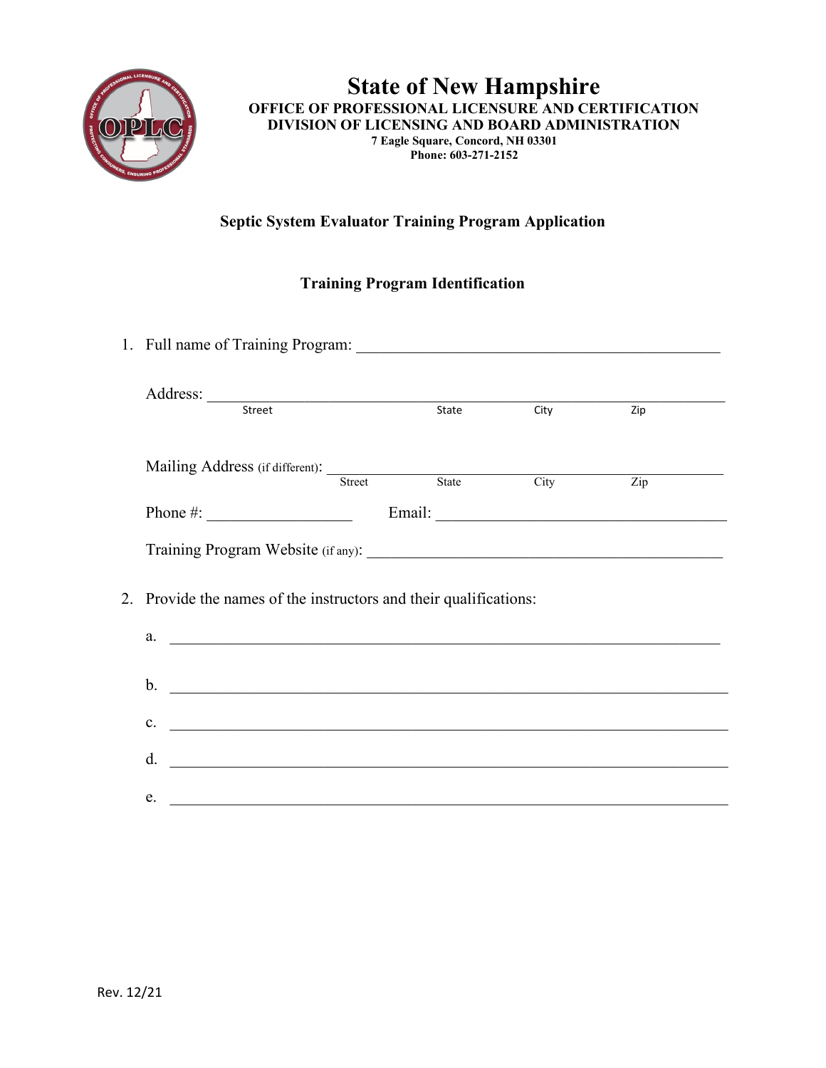# State of New Hampshire

**OFFICE OF PROFESSIONAL LICENSURE AND CERTIFICATION**
**DIVISION OF LICENSING AND BOARD ADMINISTRATION**
**7 Eagle Square, Concord, NH 03301**
**Phone: 603-271-2152**

## Septic System Evaluator Training Program Application

### Training Program Identification

1. Full name of Training Program: ____________________________________________

   Address: ____________________________________________________________
   Street State City Zip

   Mailing Address (if different): ____________________________________________
   Street State City Zip

   Phone #: _________________ Email: ___________________________________

   Training Program Website (if any): ___________________________________________

2. Provide the names of the instructors and their qualifications:

   a. ____________________________________________________________________

   b. ____________________________________________________________________

   c. ____________________________________________________________________

   d. ____________________________________________________________________

   e. ____________________________________________________________________

Rev. 12/21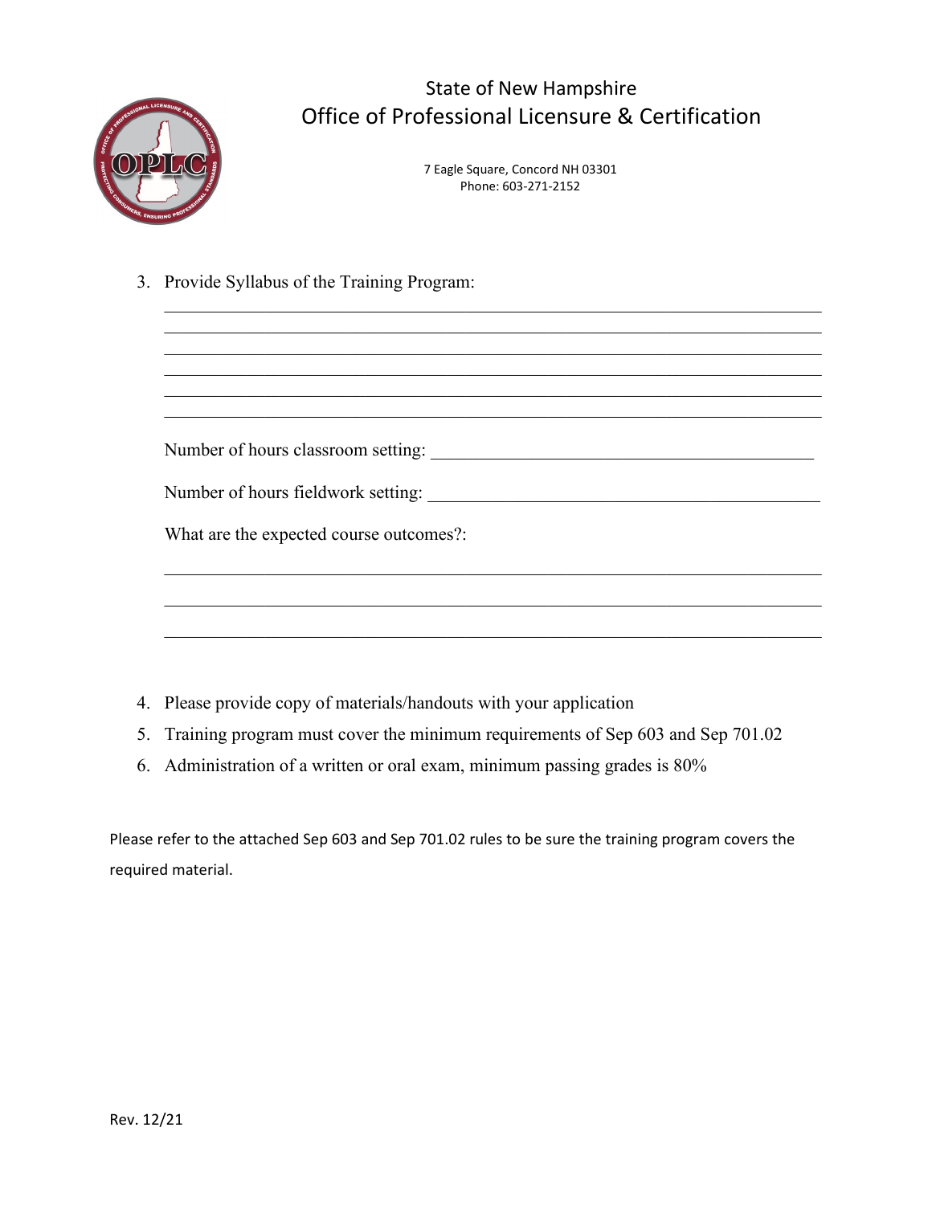State of New Hampshire

# Office of Professional Licensure & Certification

7 Eagle Square, Concord NH 03301
Phone: 603-271-2152

3. Provide Syllabus of the Training Program:

______________________________________________________________________
______________________________________________________________________
______________________________________________________________________
______________________________________________________________________
______________________________________________________________________
______________________________________________________________________

   Number of hours classroom setting: ____________________________________________

   Number of hours fieldwork setting: ____________________________________________

   What are the expected course outcomes?:

______________________________________________________________________
______________________________________________________________________
______________________________________________________________________

4. Please provide copy of materials/handouts with your application
5. Training program must cover the minimum requirements of Sep 603 and Sep 701.02
6. Administration of a written or oral exam, minimum passing grades is 80%

Please refer to the attached Sep 603 and Sep 701.02 rules to be sure the training program covers the required material.

Rev. 12/21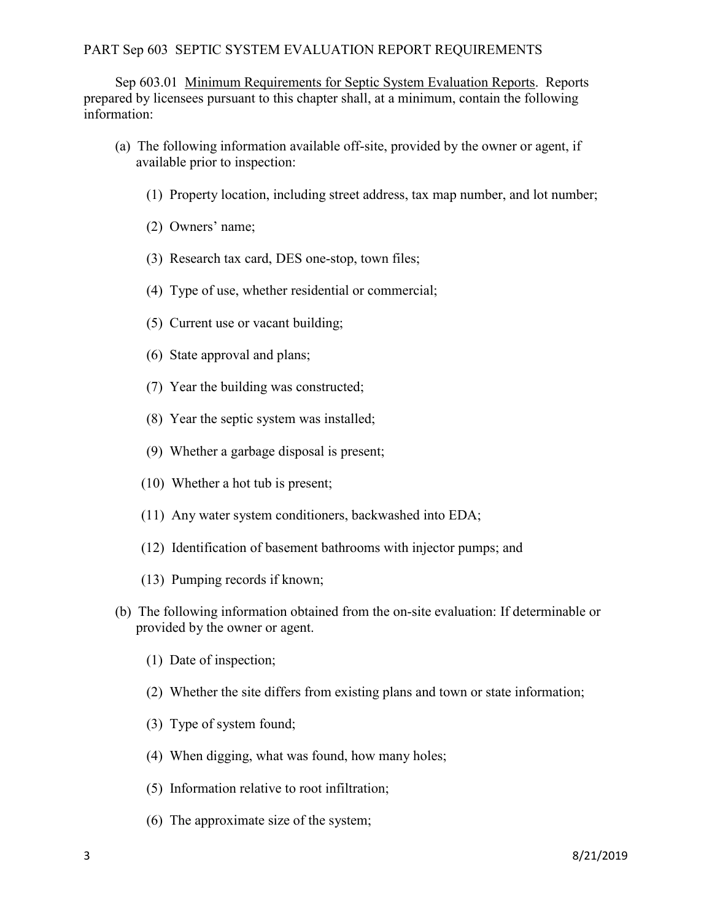# PART Sep 603 SEPTIC SYSTEM EVALUATION REPORT REQUIREMENTS

Sep 603.01 Minimum Requirements for Septic System Evaluation Reports. Reports prepared by licensees pursuant to this chapter shall, at a minimum, contain the following information:

(a) The following information available off-site, provided by the owner or agent, if available prior to inspection:

(1) Property location, including street address, tax map number, and lot number;

(2) Owners' name;

(3) Research tax card, DES one-stop, town files;

(4) Type of use, whether residential or commercial;

(5) Current use or vacant building;

(6) State approval and plans;

(7) Year the building was constructed;

(8) Year the septic system was installed;

(9) Whether a garbage disposal is present;

(10) Whether a hot tub is present;

(11) Any water system conditioners, backwashed into EDA;

(12) Identification of basement bathrooms with injector pumps; and

(13) Pumping records if known;

(b) The following information obtained from the on-site evaluation: If determinable or provided by the owner or agent.

(1) Date of inspection;

(2) Whether the site differs from existing plans and town or state information;

(3) Type of system found;

(4) When digging, what was found, how many holes;

(5) Information relative to root infiltration;

(6) The approximate size of the system;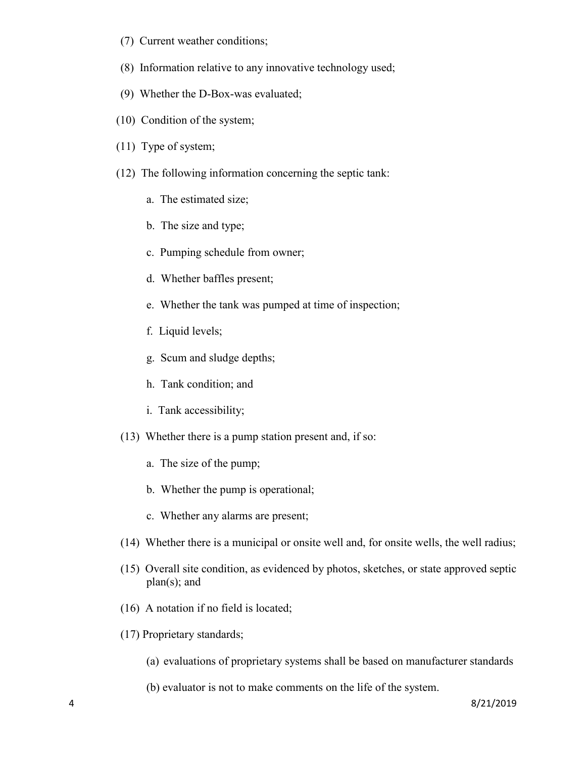(7) Current weather conditions;

(8) Information relative to any innovative technology used;

(9) Whether the D-Box-was evaluated;

(10) Condition of the system;

(11) Type of system;

(12) The following information concerning the septic tank:

a. The estimated size;

b. The size and type;

c. Pumping schedule from owner;

d. Whether baffles present;

e. Whether the tank was pumped at time of inspection;

f. Liquid levels;

g. Scum and sludge depths;

h. Tank condition; and

i. Tank accessibility;

(13) Whether there is a pump station present and, if so:

a. The size of the pump;

b. Whether the pump is operational;

c. Whether any alarms are present;

(14) Whether there is a municipal or onsite well and, for onsite wells, the well radius;

(15) Overall site condition, as evidenced by photos, sketches, or state approved septic plan(s); and

(16) A notation if no field is located;

(17) Proprietary standards;

(a) evaluations of proprietary systems shall be based on manufacturer standards

(b) evaluator is not to make comments on the life of the system.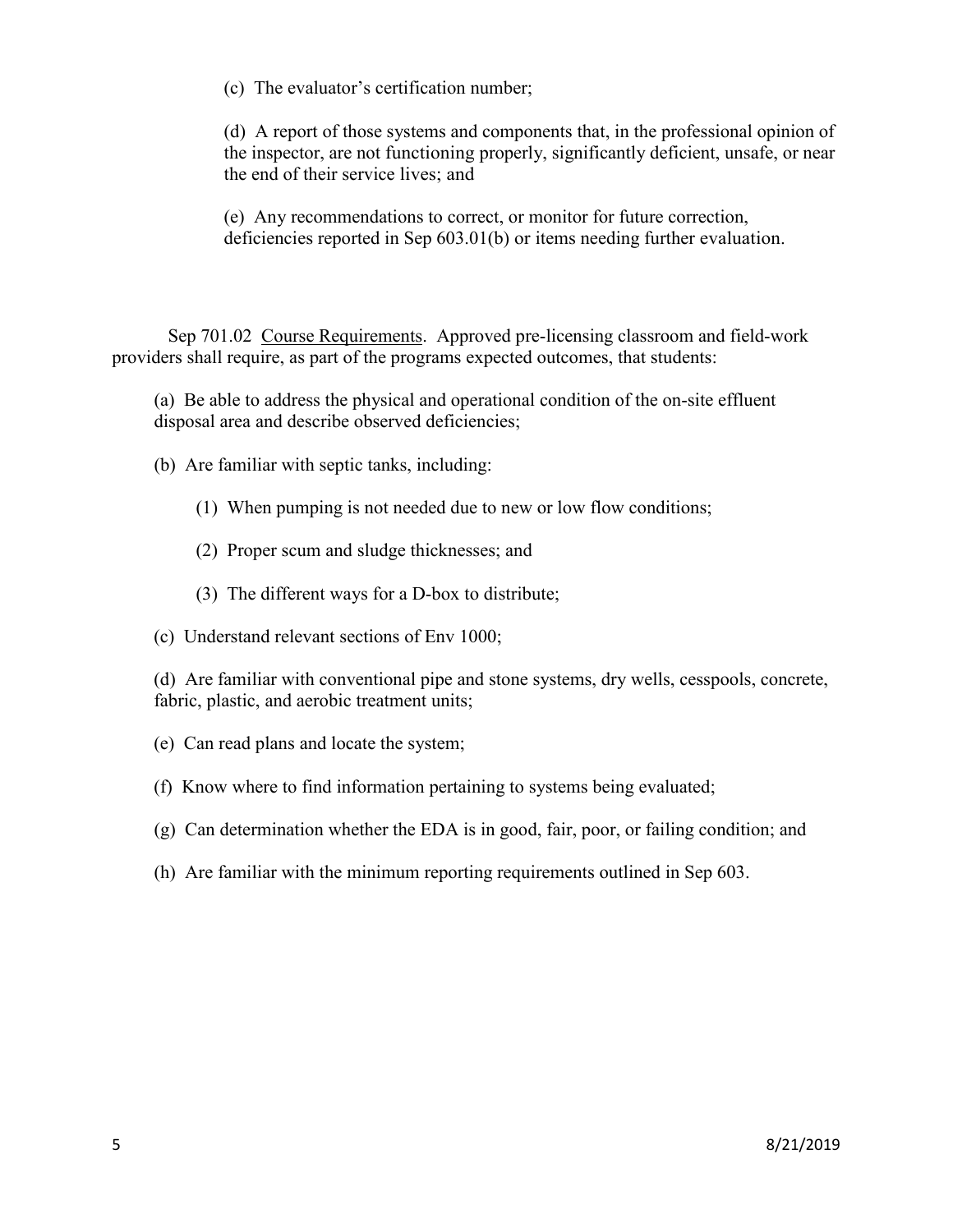(c) The evaluator's certification number;

(d) A report of those systems and components that, in the professional opinion of the inspector, are not functioning properly, significantly deficient, unsafe, or near the end of their service lives; and

(e) Any recommendations to correct, or monitor for future correction, deficiencies reported in Sep 603.01(b) or items needing further evaluation.

Sep 701.02 Course Requirements. Approved pre-licensing classroom and field-work providers shall require, as part of the programs expected outcomes, that students:

(a) Be able to address the physical and operational condition of the on-site effluent disposal area and describe observed deficiencies;

(b) Are familiar with septic tanks, including:

(1) When pumping is not needed due to new or low flow conditions;

(2) Proper scum and sludge thicknesses; and

(3) The different ways for a D-box to distribute;

(c) Understand relevant sections of Env 1000;

(d) Are familiar with conventional pipe and stone systems, dry wells, cesspools, concrete, fabric, plastic, and aerobic treatment units;

(e) Can read plans and locate the system;

(f) Know where to find information pertaining to systems being evaluated;

(g) Can determination whether the EDA is in good, fair, poor, or failing condition; and

(h) Are familiar with the minimum reporting requirements outlined in Sep 603.